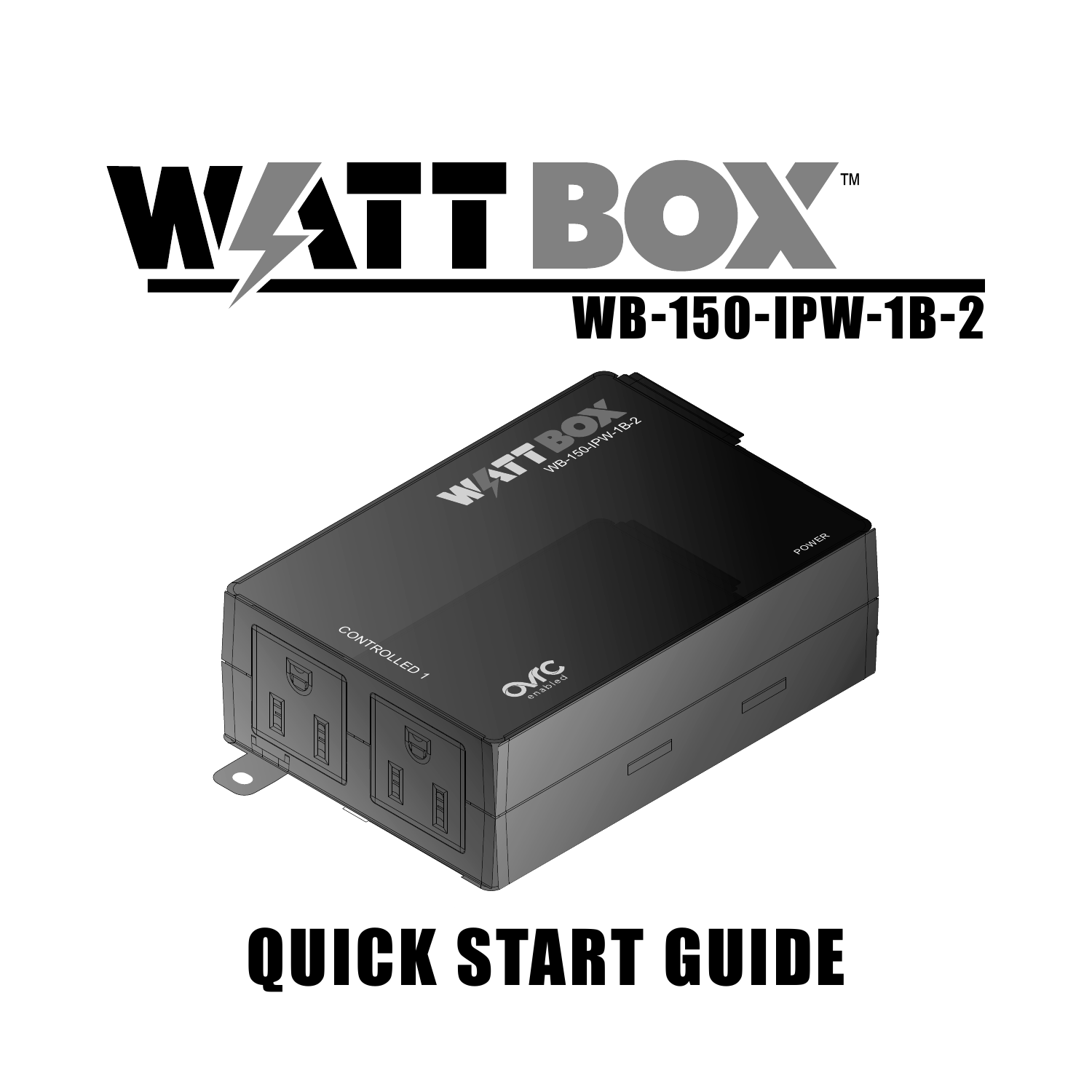# WATTBOX™

## WB-150-IPW-1B-2

# QUICK START GUIDE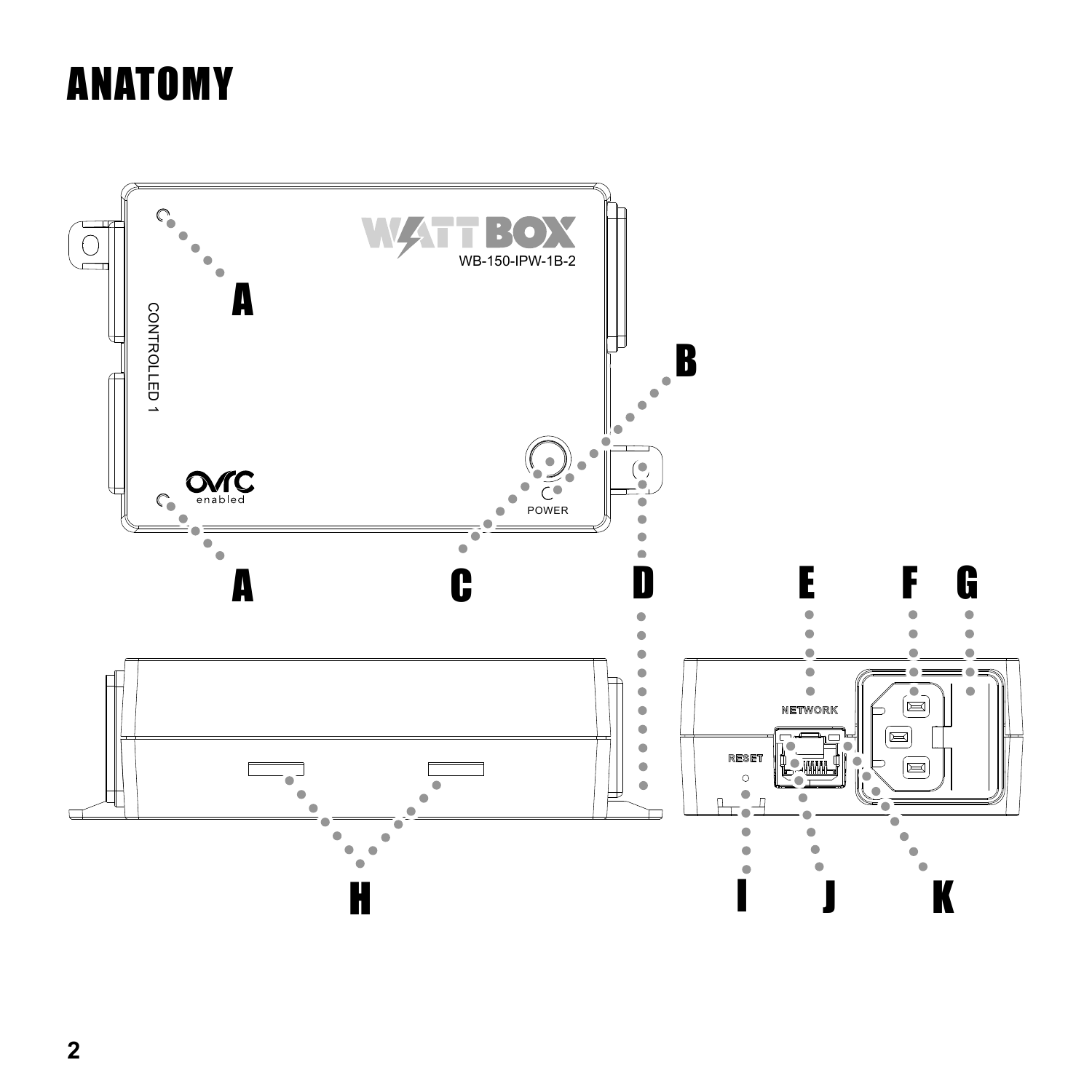# ANATOMY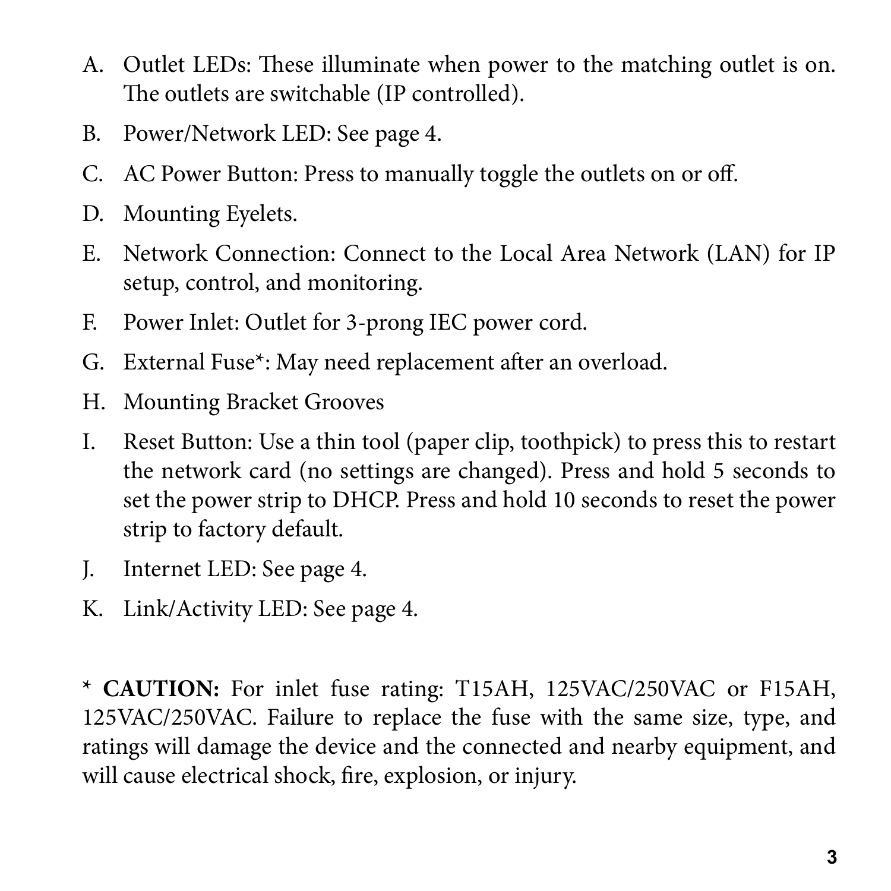A. Outlet LEDs: These illuminate when power to the matching outlet is on. The outlets are switchable (IP controlled).
B. Power/Network LED: See page 4.
C. AC Power Button: Press to manually toggle the outlets on or off.
D. Mounting Eyelets.
E. Network Connection: Connect to the Local Area Network (LAN) for IP setup, control, and monitoring.
F. Power Inlet: Outlet for 3-prong IEC power cord.
G. External Fuse*: May need replacement after an overload.
H. Mounting Bracket Grooves
I. Reset Button: Use a thin tool (paper clip, toothpick) to press this to restart the network card (no settings are changed). Press and hold 5 seconds to set the power strip to DHCP. Press and hold 10 seconds to reset the power strip to factory default.
J. Internet LED: See page 4.
K. Link/Activity LED: See page 4.

* **CAUTION:** For inlet fuse rating: T15AH, 125VAC/250VAC or F15AH, 125VAC/250VAC. Failure to replace the fuse with the same size, type, and ratings will damage the device and the connected and nearby equipment, and will cause electrical shock, fire, explosion, or injury.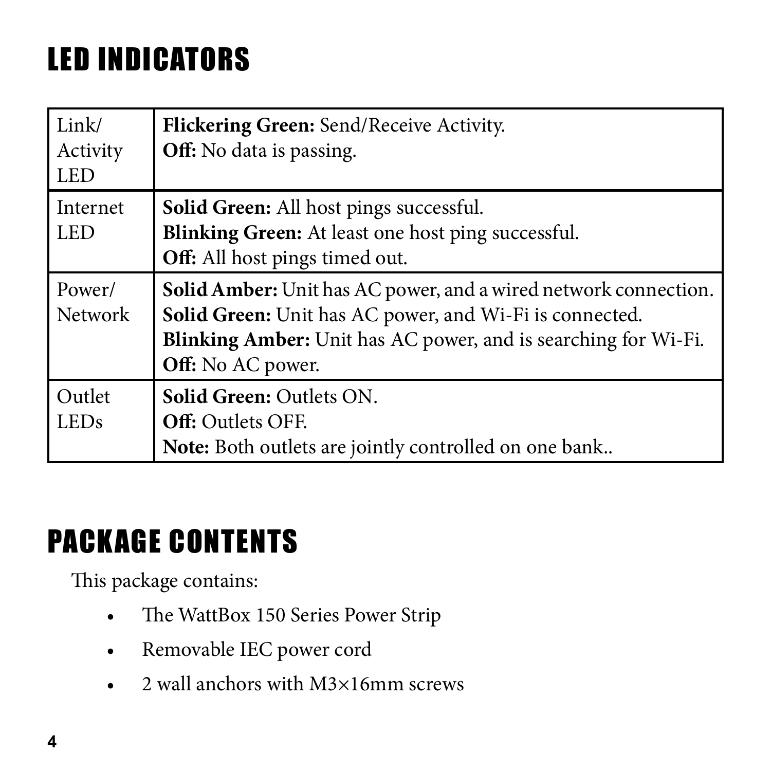# LED INDICATORS

| | |
|---|---|
| Link/ Activity LED | **Flickering Green:** Send/Receive Activity.<br>**Off:** No data is passing. |
| Internet LED | **Solid Green:** All host pings successful.<br>**Blinking Green:** At least one host ping successful.<br>**Off:** All host pings timed out. |
| Power/ Network | **Solid Amber:** Unit has AC power, and a wired network connection.<br>**Solid Green:** Unit has AC power, and Wi-Fi is connected.<br>**Blinking Amber:** Unit has AC power, and is searching for Wi-Fi.<br>**Off:** No AC power. |
| Outlet LEDs | **Solid Green:** Outlets ON.<br>**Off:** Outlets OFF.<br>**Note:** Both outlets are jointly controlled on one bank.. |

# PACKAGE CONTENTS

This package contains:

- The WattBox 150 Series Power Strip
- Removable IEC power cord
- 2 wall anchors with M3×16mm screws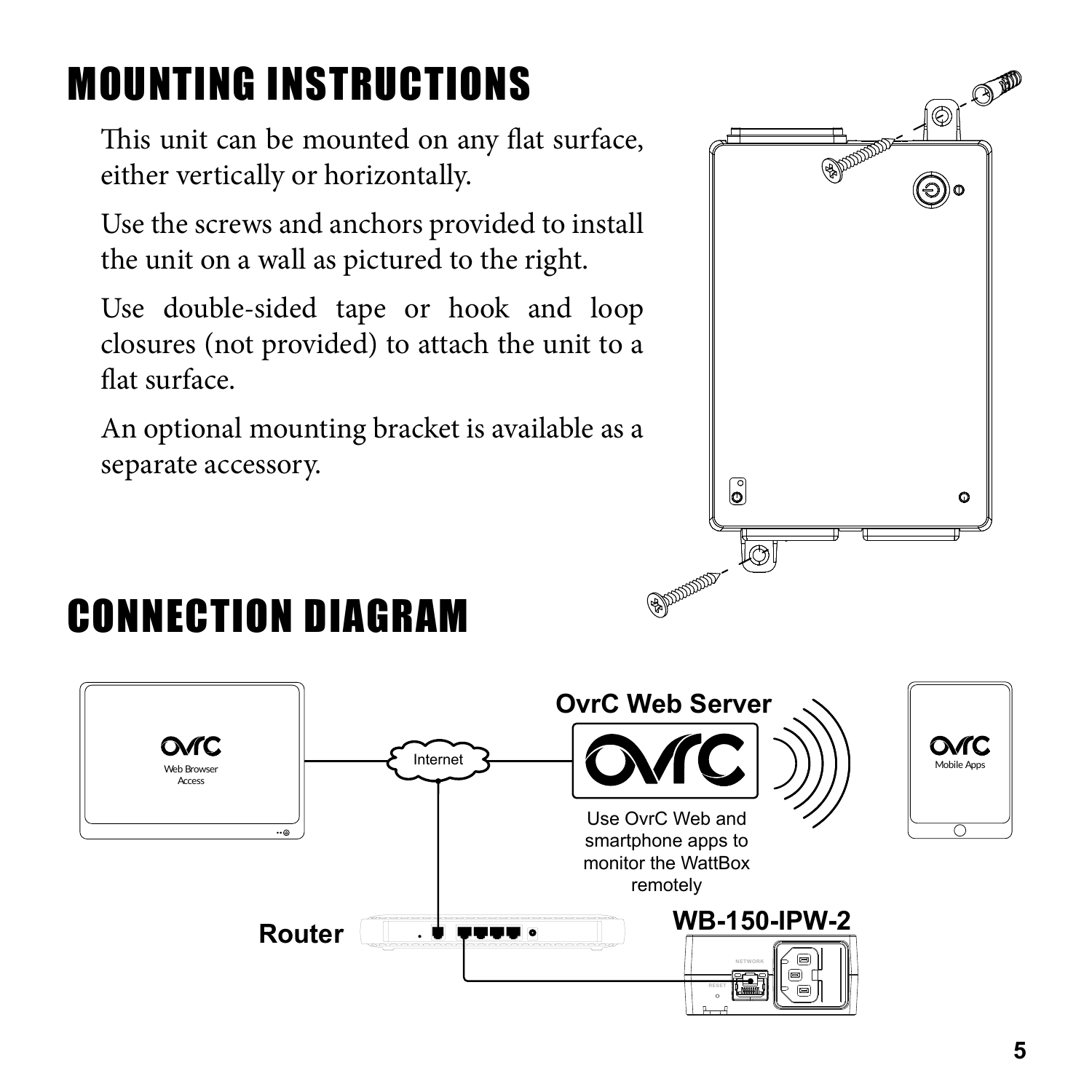# MOUNTING INSTRUCTIONS

This unit can be mounted on any flat surface, either vertically or horizontally.

Use the screws and anchors provided to install the unit on a wall as pictured to the right.

Use double-sided tape or hook and loop closures (not provided) to attach the unit to a flat surface.

An optional mounting bracket is available as a separate accessory.

# CONNECTION DIAGRAM

OvrC Web Server

Web Browser Access

Internet

Mobile Apps

Use OvrC Web and smartphone apps to monitor the WattBox remotely

Router

WB-150-IPW-2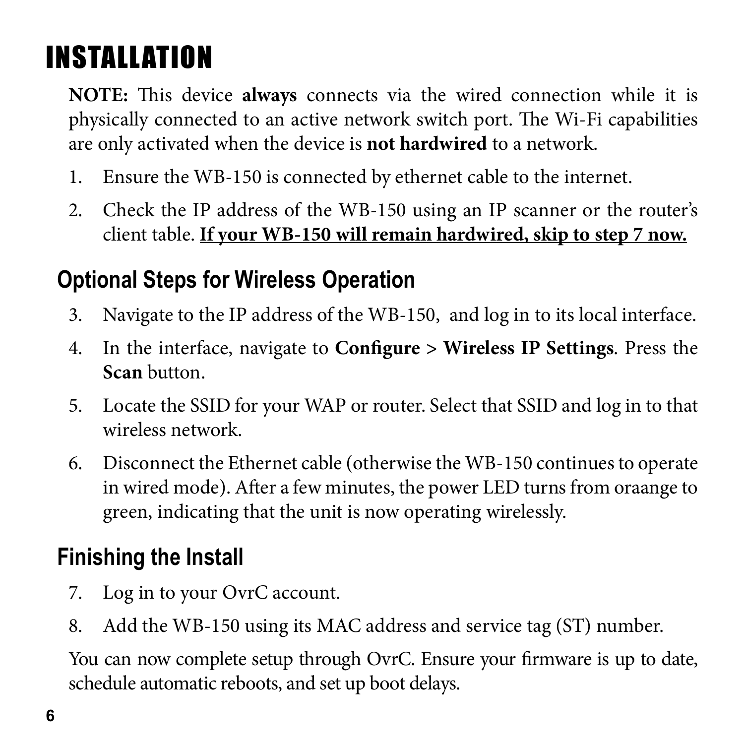# INSTALLATION

**NOTE:** This device **always** connects via the wired connection while it is physically connected to an active network switch port. The Wi-Fi capabilities are only activated when the device is **not hardwired** to a network.

1. Ensure the WB-150 is connected by ethernet cable to the internet.
2. Check the IP address of the WB-150 using an IP scanner or the router's client table. **<u>If your WB-150 will remain hardwired, skip to step 7 now.</u>**

## Optional Steps for Wireless Operation

3. Navigate to the IP address of the WB-150, and log in to its local interface.
4. In the interface, navigate to **Configure** > **Wireless IP Settings**. Press the **Scan** button.
5. Locate the SSID for your WAP or router. Select that SSID and log in to that wireless network.
6. Disconnect the Ethernet cable (otherwise the WB-150 continues to operate in wired mode). After a few minutes, the power LED turns from oraange to green, indicating that the unit is now operating wirelessly.

## Finishing the Install

7. Log in to your OvrC account.
8. Add the WB-150 using its MAC address and service tag (ST) number.

You can now complete setup through OvrC. Ensure your firmware is up to date, schedule automatic reboots, and set up boot delays.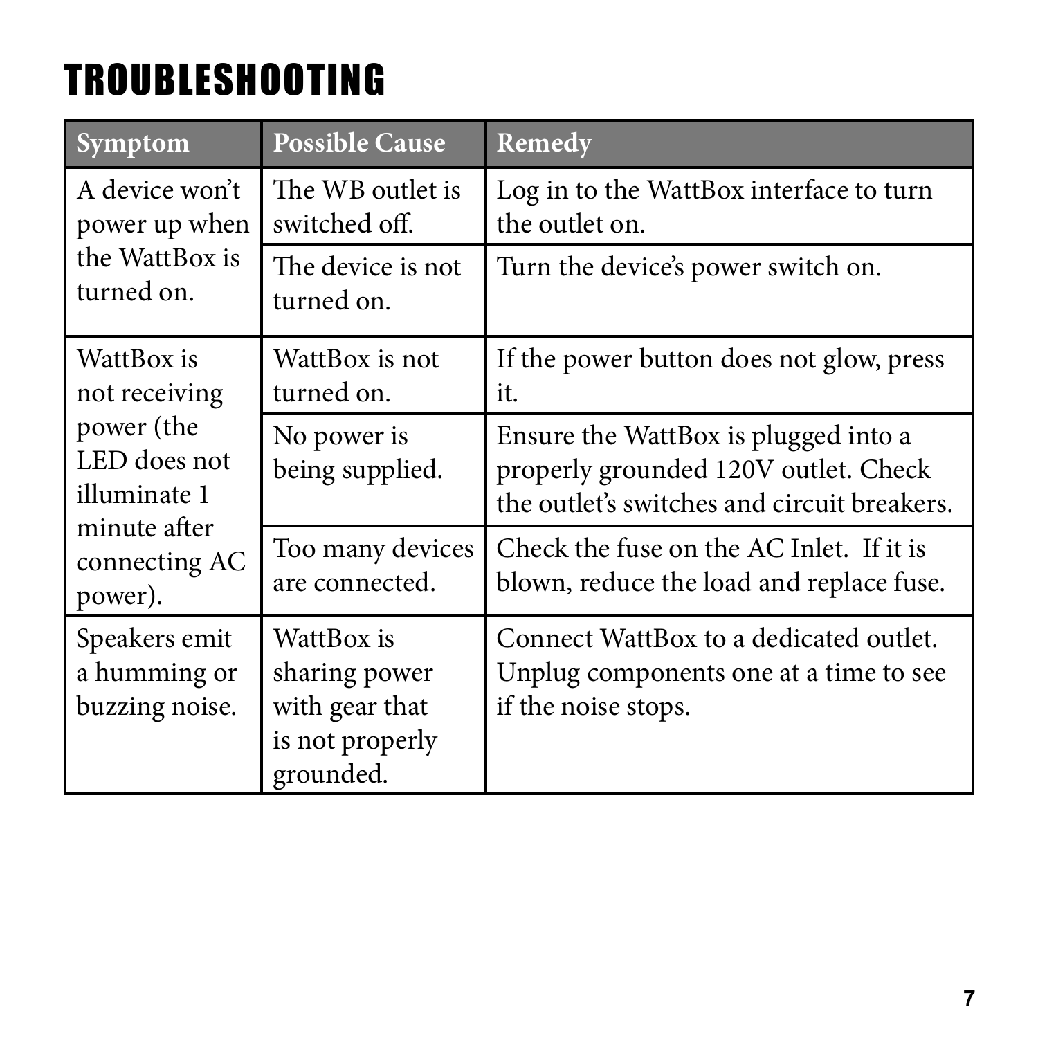# TROUBLESHOOTING

| Symptom | Possible Cause | Remedy |
|---|---|---|
| A device won't power up when the WattBox is turned on. | The WB outlet is switched off. | Log in to the WattBox interface to turn the outlet on. |
| | The device is not turned on. | Turn the device's power switch on. |
| WattBox is not receiving power (the LED does not illuminate 1 minute after connecting AC power). | WattBox is not turned on. | If the power button does not glow, press it. |
| | No power is being supplied. | Ensure the WattBox is plugged into a properly grounded 120V outlet. Check the outlet's switches and circuit breakers. |
| | Too many devices are connected. | Check the fuse on the AC Inlet. If it is blown, reduce the load and replace fuse. |
| Speakers emit a humming or buzzing noise. | WattBox is sharing power with gear that is not properly grounded. | Connect WattBox to a dedicated outlet. Unplug components one at a time to see if the noise stops. |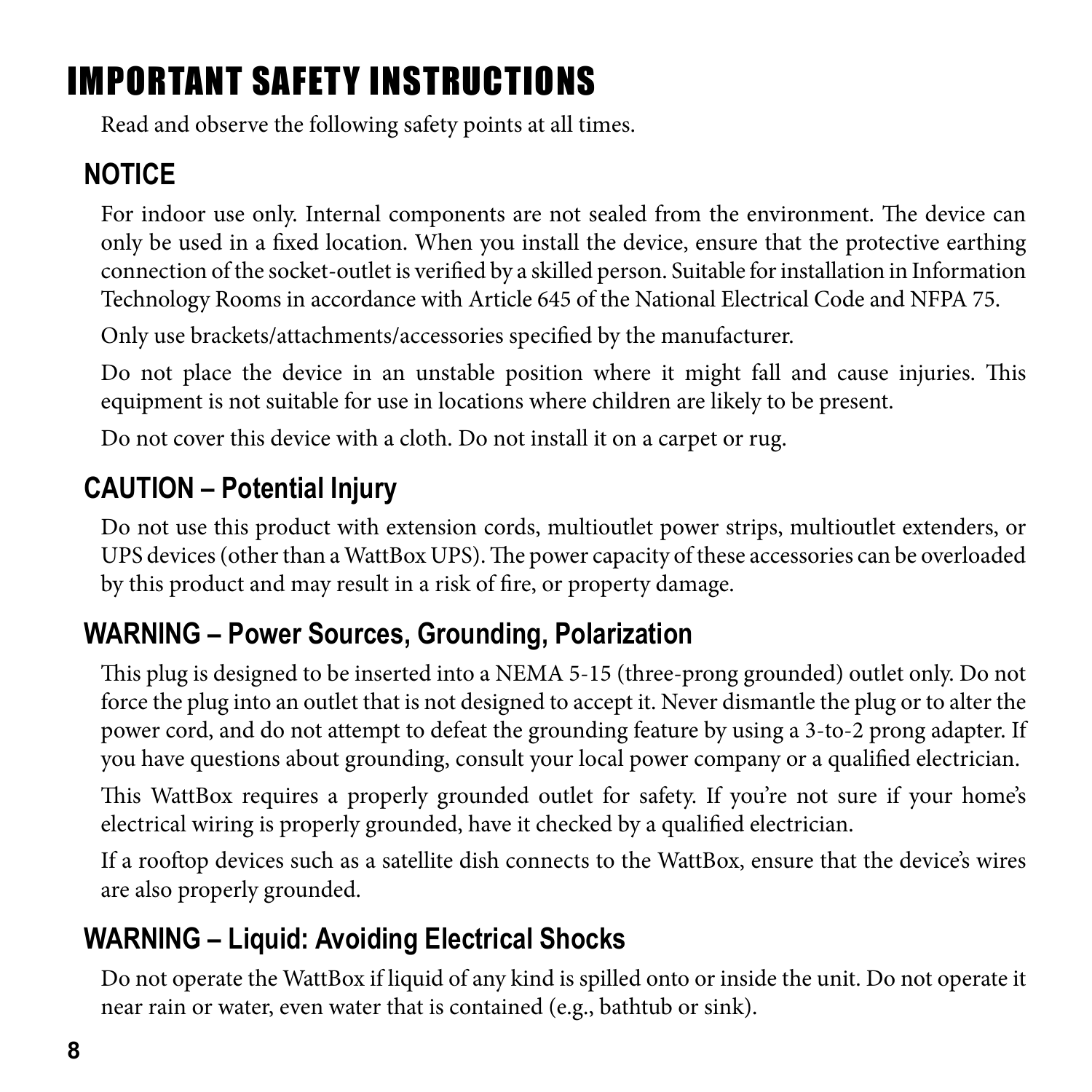# IMPORTANT SAFETY INSTRUCTIONS

Read and observe the following safety points at all times.

## NOTICE

For indoor use only. Internal components are not sealed from the environment. The device can only be used in a fixed location. When you install the device, ensure that the protective earthing connection of the socket-outlet is verified by a skilled person. Suitable for installation in Information Technology Rooms in accordance with Article 645 of the National Electrical Code and NFPA 75.

Only use brackets/attachments/accessories specified by the manufacturer.

Do not place the device in an unstable position where it might fall and cause injuries. This equipment is not suitable for use in locations where children are likely to be present.

Do not cover this device with a cloth. Do not install it on a carpet or rug.

## CAUTION – Potential Injury

Do not use this product with extension cords, multioutlet power strips, multioutlet extenders, or UPS devices (other than a WattBox UPS). The power capacity of these accessories can be overloaded by this product and may result in a risk of fire, or property damage.

## WARNING – Power Sources, Grounding, Polarization

This plug is designed to be inserted into a NEMA 5-15 (three-prong grounded) outlet only. Do not force the plug into an outlet that is not designed to accept it. Never dismantle the plug or to alter the power cord, and do not attempt to defeat the grounding feature by using a 3-to-2 prong adapter. If you have questions about grounding, consult your local power company or a qualified electrician.

This WattBox requires a properly grounded outlet for safety. If you're not sure if your home's electrical wiring is properly grounded, have it checked by a qualified electrician.

If a rooftop devices such as a satellite dish connects to the WattBox, ensure that the device's wires are also properly grounded.

## WARNING – Liquid: Avoiding Electrical Shocks

Do not operate the WattBox if liquid of any kind is spilled onto or inside the unit. Do not operate it near rain or water, even water that is contained (e.g., bathtub or sink).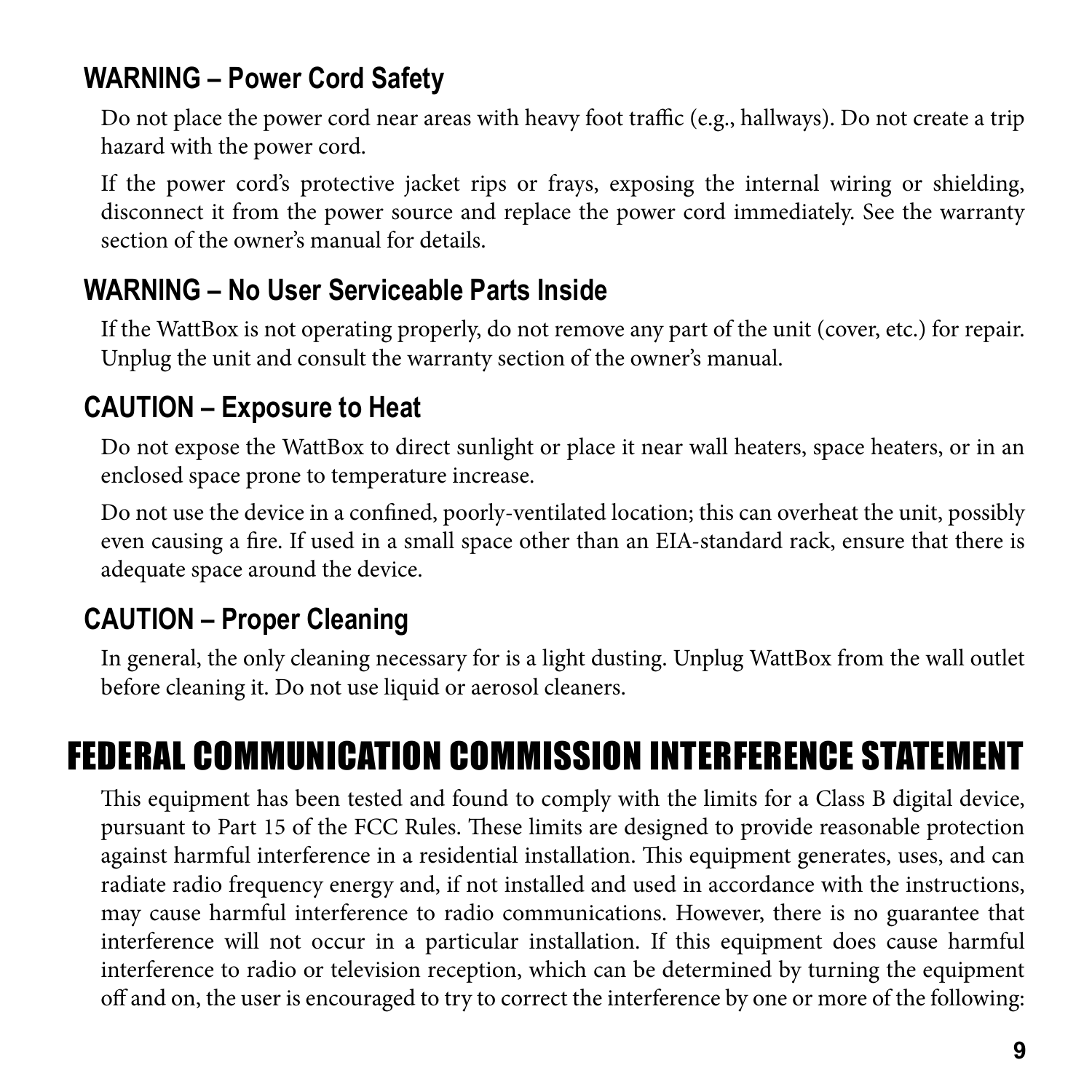### WARNING – Power Cord Safety

Do not place the power cord near areas with heavy foot traffic (e.g., hallways). Do not create a trip hazard with the power cord.

If the power cord's protective jacket rips or frays, exposing the internal wiring or shielding, disconnect it from the power source and replace the power cord immediately. See the warranty section of the owner's manual for details.

### WARNING – No User Serviceable Parts Inside

If the WattBox is not operating properly, do not remove any part of the unit (cover, etc.) for repair. Unplug the unit and consult the warranty section of the owner's manual.

### CAUTION – Exposure to Heat

Do not expose the WattBox to direct sunlight or place it near wall heaters, space heaters, or in an enclosed space prone to temperature increase.

Do not use the device in a confined, poorly-ventilated location; this can overheat the unit, possibly even causing a fire. If used in a small space other than an EIA-standard rack, ensure that there is adequate space around the device.

### CAUTION – Proper Cleaning

In general, the only cleaning necessary for is a light dusting. Unplug WattBox from the wall outlet before cleaning it. Do not use liquid or aerosol cleaners.

## FEDERAL COMMUNICATION COMMISSION INTERFERENCE STATEMENT

This equipment has been tested and found to comply with the limits for a Class B digital device, pursuant to Part 15 of the FCC Rules. These limits are designed to provide reasonable protection against harmful interference in a residential installation. This equipment generates, uses, and can radiate radio frequency energy and, if not installed and used in accordance with the instructions, may cause harmful interference to radio communications. However, there is no guarantee that interference will not occur in a particular installation. If this equipment does cause harmful interference to radio or television reception, which can be determined by turning the equipment off and on, the user is encouraged to try to correct the interference by one or more of the following: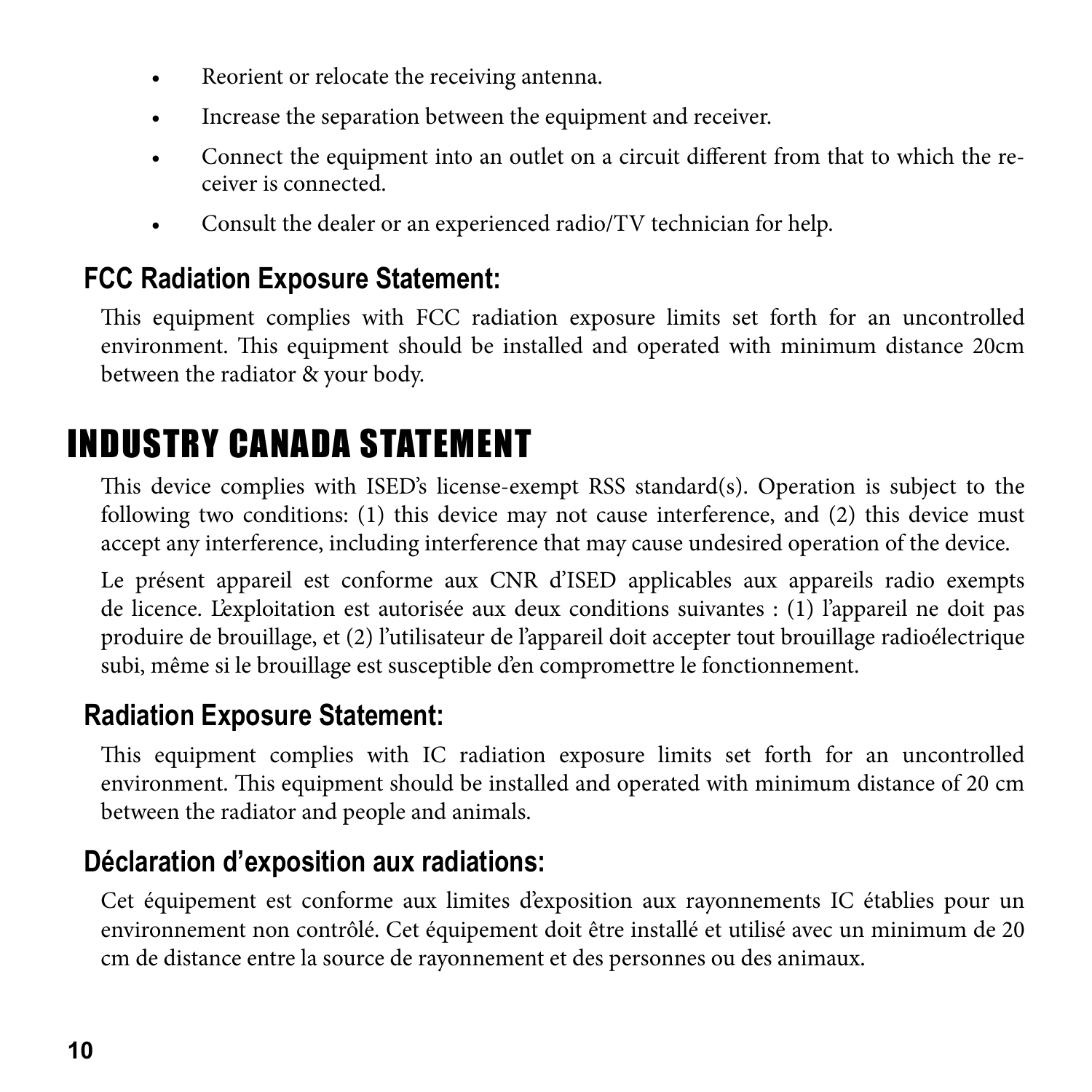- Reorient or relocate the receiving antenna.
- Increase the separation between the equipment and receiver.
- Connect the equipment into an outlet on a circuit different from that to which the receiver is connected.
- Consult the dealer or an experienced radio/TV technician for help.

### FCC Radiation Exposure Statement:

This equipment complies with FCC radiation exposure limits set forth for an uncontrolled environment. This equipment should be installed and operated with minimum distance 20cm between the radiator & your body.

## INDUSTRY CANADA STATEMENT

This device complies with ISED's license-exempt RSS standard(s). Operation is subject to the following two conditions: (1) this device may not cause interference, and (2) this device must accept any interference, including interference that may cause undesired operation of the device.

Le présent appareil est conforme aux CNR d'ISED applicables aux appareils radio exempts de licence. L'exploitation est autorisée aux deux conditions suivantes : (1) l'appareil ne doit pas produire de brouillage, et (2) l'utilisateur de l'appareil doit accepter tout brouillage radioélectrique subi, même si le brouillage est susceptible d'en compromettre le fonctionnement.

### Radiation Exposure Statement:

This equipment complies with IC radiation exposure limits set forth for an uncontrolled environment. This equipment should be installed and operated with minimum distance of 20 cm between the radiator and people and animals.

### Déclaration d'exposition aux radiations:

Cet équipement est conforme aux limites d'exposition aux rayonnements IC établies pour un environnement non contrôlé. Cet équipement doit être installé et utilisé avec un minimum de 20 cm de distance entre la source de rayonnement et des personnes ou des animaux.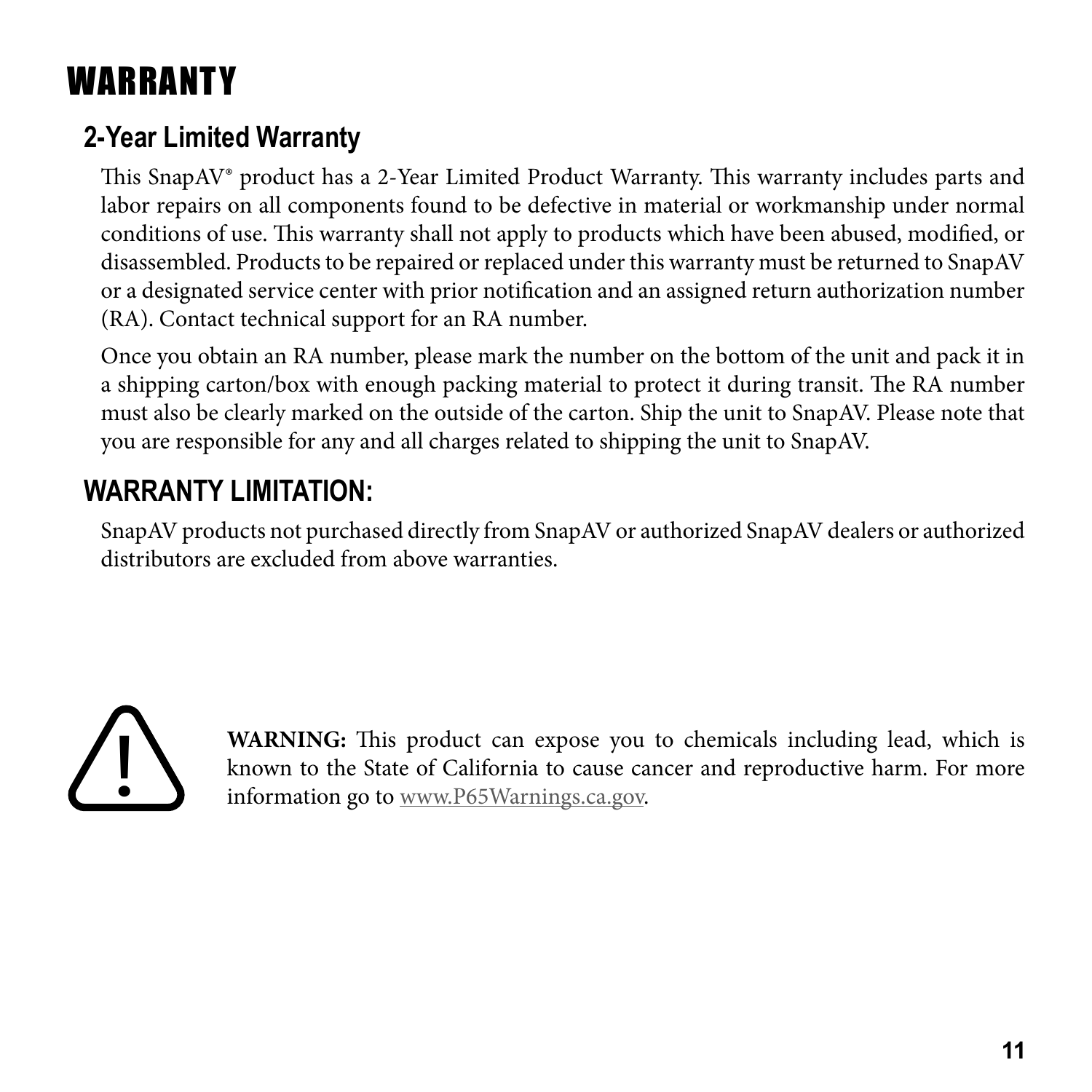# WARRANTY

## 2-Year Limited Warranty

This SnapAV® product has a 2-Year Limited Product Warranty. This warranty includes parts and labor repairs on all components found to be defective in material or workmanship under normal conditions of use. This warranty shall not apply to products which have been abused, modified, or disassembled. Products to be repaired or replaced under this warranty must be returned to SnapAV or a designated service center with prior notification and an assigned return authorization number (RA). Contact technical support for an RA number.

Once you obtain an RA number, please mark the number on the bottom of the unit and pack it in a shipping carton/box with enough packing material to protect it during transit. The RA number must also be clearly marked on the outside of the carton. Ship the unit to SnapAV. Please note that you are responsible for any and all charges related to shipping the unit to SnapAV.

## WARRANTY LIMITATION:

SnapAV products not purchased directly from SnapAV or authorized SnapAV dealers or authorized distributors are excluded from above warranties.

**WARNING:** This product can expose you to chemicals including lead, which is known to the State of California to cause cancer and reproductive harm. For more information go to www.P65Warnings.ca.gov.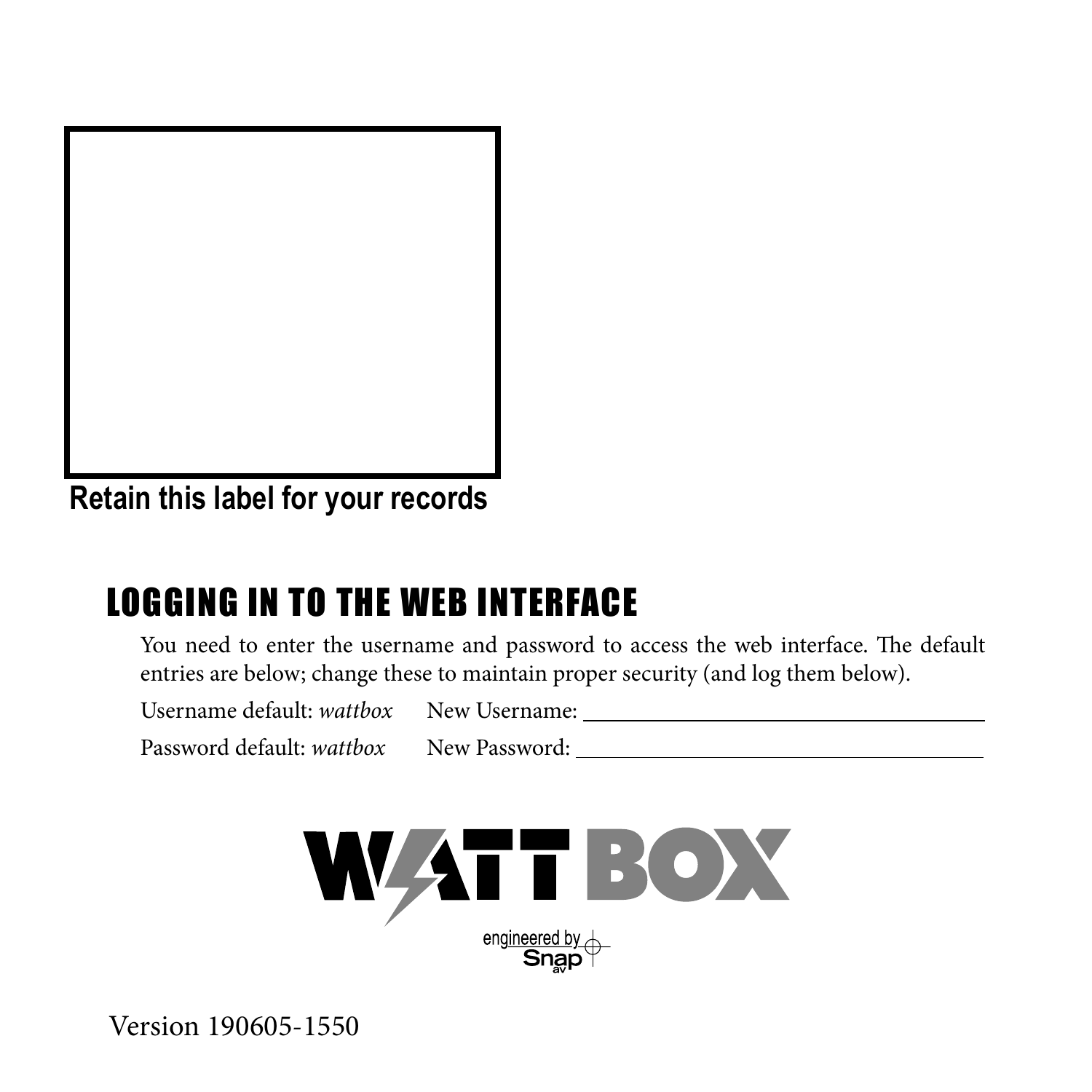Retain this label for your records

## LOGGING IN TO THE WEB INTERFACE

You need to enter the username and password to access the web interface. The default entries are below; change these to maintain proper security (and log them below).

Username default: *wattbox} New Username: ____________________

Password default: *wattbox* New Password: ____________________

WATTBOX

engineered by Snap av

Version 190605-1550